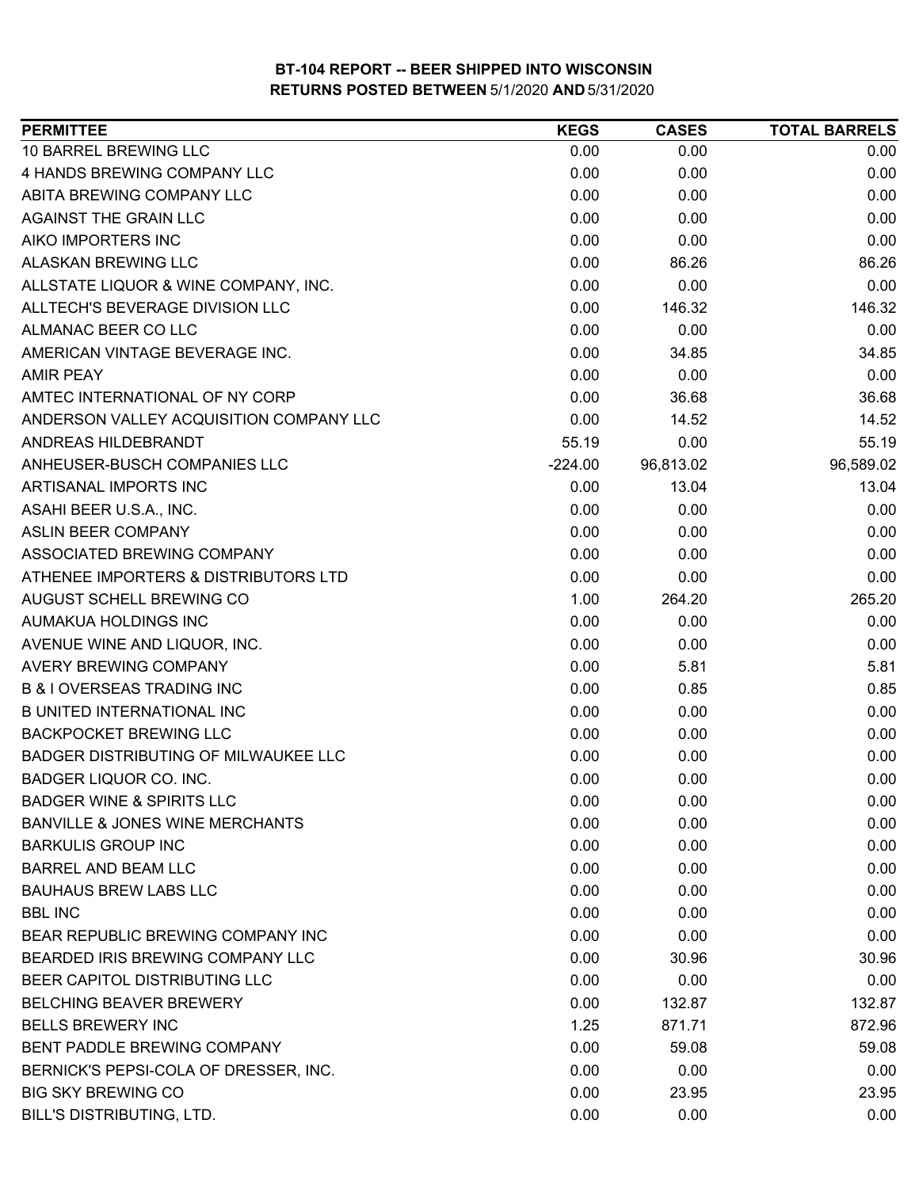**BT-104 REPORT -- BEER SHIPPED INTO WISCONSIN**
**RETURNS POSTED BETWEEN 5/1/2020 AND 5/31/2020**

| PERMITTEE | KEGS | CASES | TOTAL BARRELS |
|---|---|---|---|
| 10 BARREL BREWING LLC | 0.00 | 0.00 | 0.00 |
| 4 HANDS BREWING COMPANY LLC | 0.00 | 0.00 | 0.00 |
| ABITA BREWING COMPANY LLC | 0.00 | 0.00 | 0.00 |
| AGAINST THE GRAIN LLC | 0.00 | 0.00 | 0.00 |
| AIKO IMPORTERS INC | 0.00 | 0.00 | 0.00 |
| ALASKAN BREWING LLC | 0.00 | 86.26 | 86.26 |
| ALLSTATE LIQUOR & WINE COMPANY, INC. | 0.00 | 0.00 | 0.00 |
| ALLTECH'S BEVERAGE DIVISION LLC | 0.00 | 146.32 | 146.32 |
| ALMANAC BEER CO LLC | 0.00 | 0.00 | 0.00 |
| AMERICAN VINTAGE BEVERAGE INC. | 0.00 | 34.85 | 34.85 |
| AMIR PEAY | 0.00 | 0.00 | 0.00 |
| AMTEC INTERNATIONAL OF NY CORP | 0.00 | 36.68 | 36.68 |
| ANDERSON VALLEY ACQUISITION COMPANY LLC | 0.00 | 14.52 | 14.52 |
| ANDREAS HILDEBRANDT | 55.19 | 0.00 | 55.19 |
| ANHEUSER-BUSCH COMPANIES LLC | -224.00 | 96,813.02 | 96,589.02 |
| ARTISANAL IMPORTS INC | 0.00 | 13.04 | 13.04 |
| ASAHI BEER U.S.A., INC. | 0.00 | 0.00 | 0.00 |
| ASLIN BEER COMPANY | 0.00 | 0.00 | 0.00 |
| ASSOCIATED BREWING COMPANY | 0.00 | 0.00 | 0.00 |
| ATHENEE IMPORTERS & DISTRIBUTORS LTD | 0.00 | 0.00 | 0.00 |
| AUGUST SCHELL BREWING CO | 1.00 | 264.20 | 265.20 |
| AUMAKUA HOLDINGS INC | 0.00 | 0.00 | 0.00 |
| AVENUE WINE AND LIQUOR, INC. | 0.00 | 0.00 | 0.00 |
| AVERY BREWING COMPANY | 0.00 | 5.81 | 5.81 |
| B & I OVERSEAS TRADING INC | 0.00 | 0.85 | 0.85 |
| B UNITED INTERNATIONAL INC | 0.00 | 0.00 | 0.00 |
| BACKPOCKET BREWING LLC | 0.00 | 0.00 | 0.00 |
| BADGER DISTRIBUTING OF MILWAUKEE LLC | 0.00 | 0.00 | 0.00 |
| BADGER LIQUOR CO. INC. | 0.00 | 0.00 | 0.00 |
| BADGER WINE & SPIRITS LLC | 0.00 | 0.00 | 0.00 |
| BANVILLE & JONES WINE MERCHANTS | 0.00 | 0.00 | 0.00 |
| BARKULIS GROUP INC | 0.00 | 0.00 | 0.00 |
| BARREL AND BEAM LLC | 0.00 | 0.00 | 0.00 |
| BAUHAUS BREW LABS LLC | 0.00 | 0.00 | 0.00 |
| BBL INC | 0.00 | 0.00 | 0.00 |
| BEAR REPUBLIC BREWING COMPANY INC | 0.00 | 0.00 | 0.00 |
| BEARDED IRIS BREWING COMPANY LLC | 0.00 | 30.96 | 30.96 |
| BEER CAPITOL DISTRIBUTING LLC | 0.00 | 0.00 | 0.00 |
| BELCHING BEAVER BREWERY | 0.00 | 132.87 | 132.87 |
| BELLS BREWERY INC | 1.25 | 871.71 | 872.96 |
| BENT PADDLE BREWING COMPANY | 0.00 | 59.08 | 59.08 |
| BERNICK'S PEPSI-COLA OF DRESSER, INC. | 0.00 | 0.00 | 0.00 |
| BIG SKY BREWING CO | 0.00 | 23.95 | 23.95 |
| BILL'S DISTRIBUTING, LTD. | 0.00 | 0.00 | 0.00 |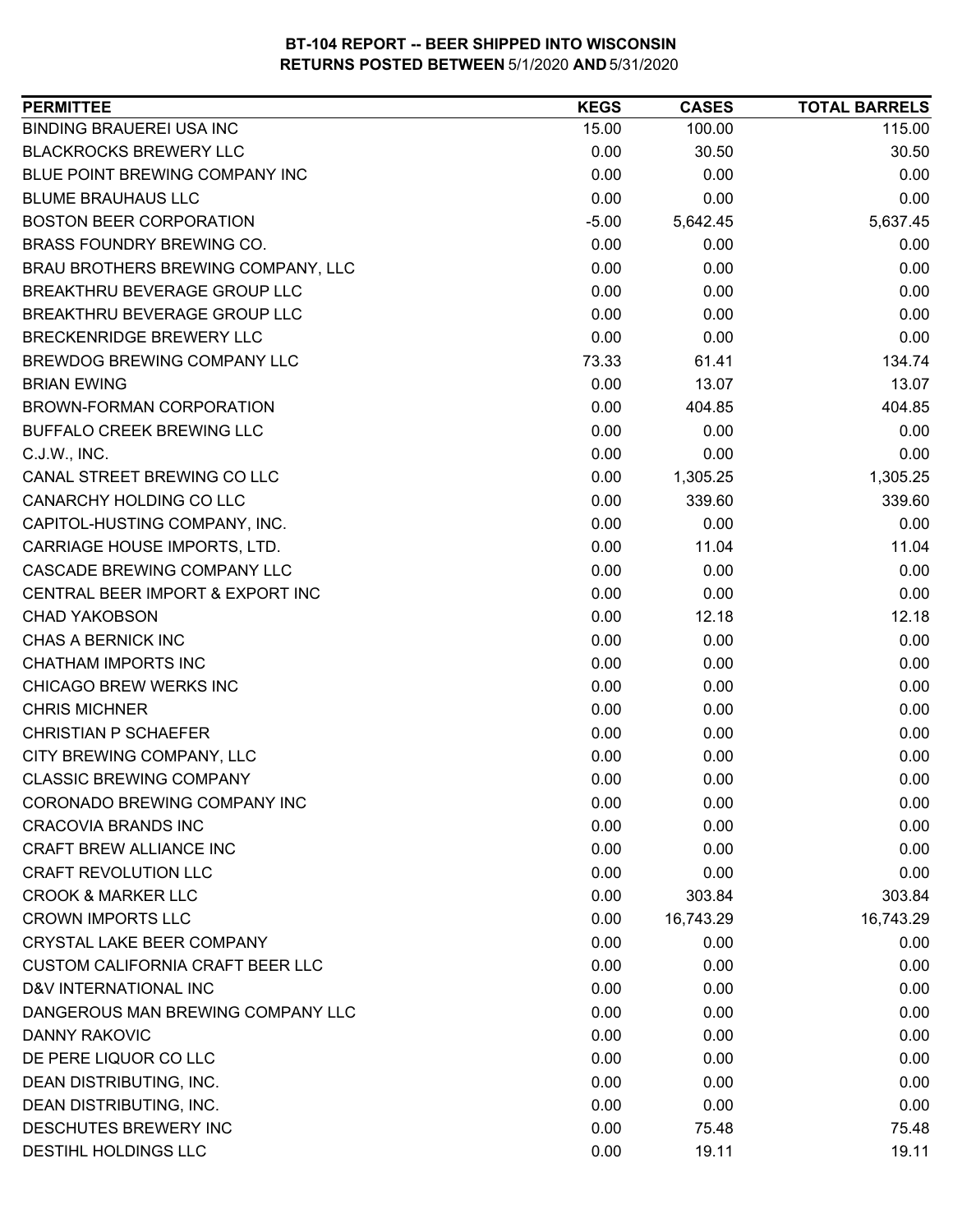# BT-104 REPORT -- BEER SHIPPED INTO WISCONSIN
## RETURNS POSTED BETWEEN 5/1/2020 AND 5/31/2020

| PERMITTEE | KEGS | CASES | TOTAL BARRELS |
|---|---|---|---|
| BINDING BRAUEREI USA INC | 15.00 | 100.00 | 115.00 |
| BLACKROCKS BREWERY LLC | 0.00 | 30.50 | 30.50 |
| BLUE POINT BREWING COMPANY INC | 0.00 | 0.00 | 0.00 |
| BLUME BRAUHAUS LLC | 0.00 | 0.00 | 0.00 |
| BOSTON BEER CORPORATION | -5.00 | 5,642.45 | 5,637.45 |
| BRASS FOUNDRY BREWING CO. | 0.00 | 0.00 | 0.00 |
| BRAU BROTHERS BREWING COMPANY, LLC | 0.00 | 0.00 | 0.00 |
| BREAKTHRU BEVERAGE GROUP LLC | 0.00 | 0.00 | 0.00 |
| BREAKTHRU BEVERAGE GROUP LLC | 0.00 | 0.00 | 0.00 |
| BRECKENRIDGE BREWERY LLC | 0.00 | 0.00 | 0.00 |
| BREWDOG BREWING COMPANY LLC | 73.33 | 61.41 | 134.74 |
| BRIAN EWING | 0.00 | 13.07 | 13.07 |
| BROWN-FORMAN CORPORATION | 0.00 | 404.85 | 404.85 |
| BUFFALO CREEK BREWING LLC | 0.00 | 0.00 | 0.00 |
| C.J.W., INC. | 0.00 | 0.00 | 0.00 |
| CANAL STREET BREWING CO LLC | 0.00 | 1,305.25 | 1,305.25 |
| CANARCHY HOLDING CO LLC | 0.00 | 339.60 | 339.60 |
| CAPITOL-HUSTING COMPANY, INC. | 0.00 | 0.00 | 0.00 |
| CARRIAGE HOUSE IMPORTS, LTD. | 0.00 | 11.04 | 11.04 |
| CASCADE BREWING COMPANY LLC | 0.00 | 0.00 | 0.00 |
| CENTRAL BEER IMPORT & EXPORT INC | 0.00 | 0.00 | 0.00 |
| CHAD YAKOBSON | 0.00 | 12.18 | 12.18 |
| CHAS A BERNICK INC | 0.00 | 0.00 | 0.00 |
| CHATHAM IMPORTS INC | 0.00 | 0.00 | 0.00 |
| CHICAGO BREW WERKS INC | 0.00 | 0.00 | 0.00 |
| CHRIS MICHNER | 0.00 | 0.00 | 0.00 |
| CHRISTIAN P SCHAEFER | 0.00 | 0.00 | 0.00 |
| CITY BREWING COMPANY, LLC | 0.00 | 0.00 | 0.00 |
| CLASSIC BREWING COMPANY | 0.00 | 0.00 | 0.00 |
| CORONADO BREWING COMPANY INC | 0.00 | 0.00 | 0.00 |
| CRACOVIA BRANDS INC | 0.00 | 0.00 | 0.00 |
| CRAFT BREW ALLIANCE INC | 0.00 | 0.00 | 0.00 |
| CRAFT REVOLUTION LLC | 0.00 | 0.00 | 0.00 |
| CROOK & MARKER LLC | 0.00 | 303.84 | 303.84 |
| CROWN IMPORTS LLC | 0.00 | 16,743.29 | 16,743.29 |
| CRYSTAL LAKE BEER COMPANY | 0.00 | 0.00 | 0.00 |
| CUSTOM CALIFORNIA CRAFT BEER LLC | 0.00 | 0.00 | 0.00 |
| D&V INTERNATIONAL INC | 0.00 | 0.00 | 0.00 |
| DANGEROUS MAN BREWING COMPANY LLC | 0.00 | 0.00 | 0.00 |
| DANNY RAKOVIC | 0.00 | 0.00 | 0.00 |
| DE PERE LIQUOR CO LLC | 0.00 | 0.00 | 0.00 |
| DEAN DISTRIBUTING, INC. | 0.00 | 0.00 | 0.00 |
| DEAN DISTRIBUTING, INC. | 0.00 | 0.00 | 0.00 |
| DESCHUTES BREWERY INC | 0.00 | 75.48 | 75.48 |
| DESTIHL HOLDINGS LLC | 0.00 | 19.11 | 19.11 |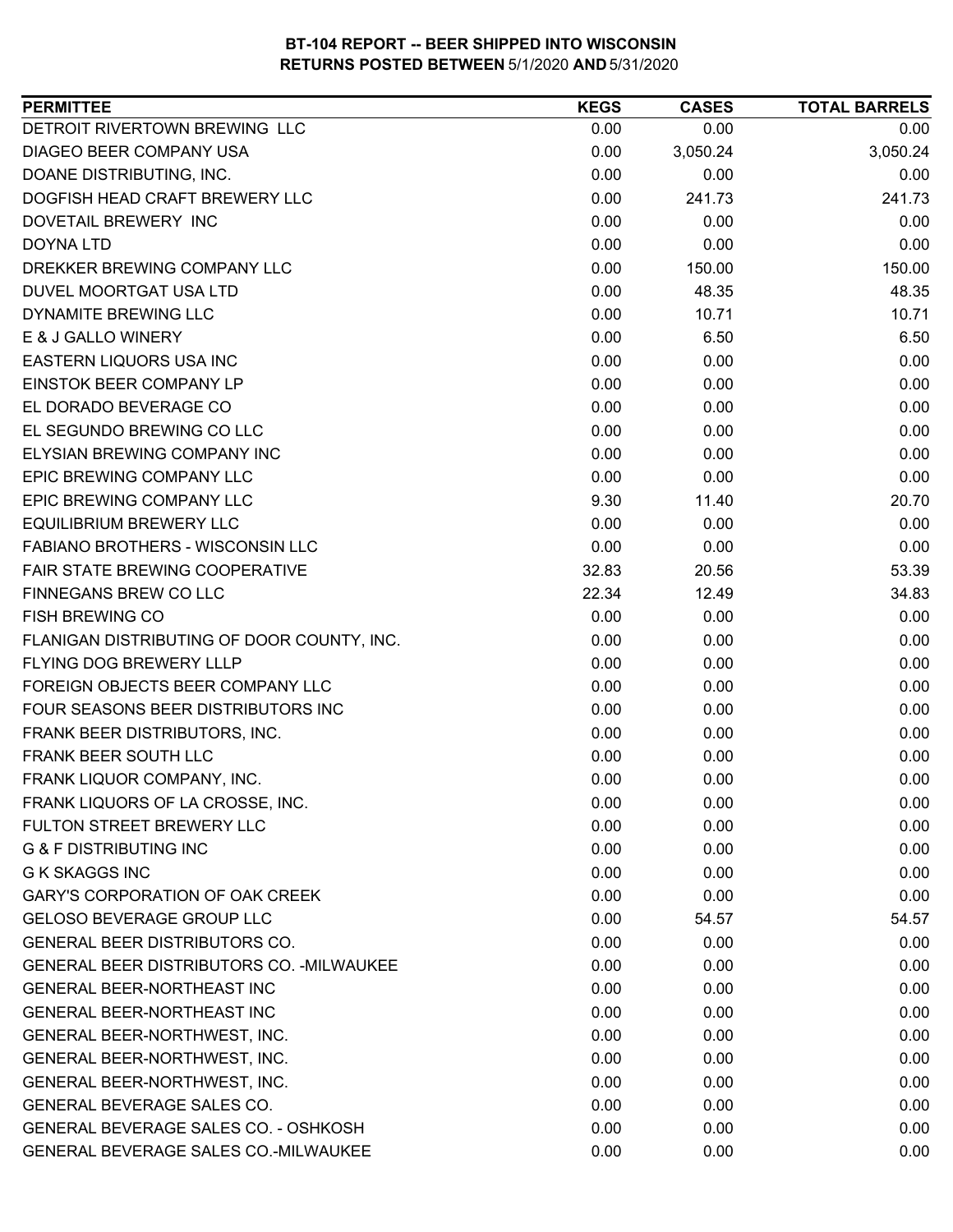**BT-104 REPORT -- BEER SHIPPED INTO WISCONSIN**
**RETURNS POSTED BETWEEN** 5/1/2020 **AND** 5/31/2020

| PERMITTEE | KEGS | CASES | TOTAL BARRELS |
|---|---|---|---|
| DETROIT RIVERTOWN BREWING LLC | 0.00 | 0.00 | 0.00 |
| DIAGEO BEER COMPANY USA | 0.00 | 3,050.24 | 3,050.24 |
| DOANE DISTRIBUTING, INC. | 0.00 | 0.00 | 0.00 |
| DOGFISH HEAD CRAFT BREWERY LLC | 0.00 | 241.73 | 241.73 |
| DOVETAIL BREWERY INC | 0.00 | 0.00 | 0.00 |
| DOYNA LTD | 0.00 | 0.00 | 0.00 |
| DREKKER BREWING COMPANY LLC | 0.00 | 150.00 | 150.00 |
| DUVEL MOORTGAT USA LTD | 0.00 | 48.35 | 48.35 |
| DYNAMITE BREWING LLC | 0.00 | 10.71 | 10.71 |
| E & J GALLO WINERY | 0.00 | 6.50 | 6.50 |
| EASTERN LIQUORS USA INC | 0.00 | 0.00 | 0.00 |
| EINSTOK BEER COMPANY LP | 0.00 | 0.00 | 0.00 |
| EL DORADO BEVERAGE CO | 0.00 | 0.00 | 0.00 |
| EL SEGUNDO BREWING CO LLC | 0.00 | 0.00 | 0.00 |
| ELYSIAN BREWING COMPANY INC | 0.00 | 0.00 | 0.00 |
| EPIC BREWING COMPANY LLC | 0.00 | 0.00 | 0.00 |
| EPIC BREWING COMPANY LLC | 9.30 | 11.40 | 20.70 |
| EQUILIBRIUM BREWERY LLC | 0.00 | 0.00 | 0.00 |
| FABIANO BROTHERS - WISCONSIN LLC | 0.00 | 0.00 | 0.00 |
| FAIR STATE BREWING COOPERATIVE | 32.83 | 20.56 | 53.39 |
| FINNEGANS BREW CO LLC | 22.34 | 12.49 | 34.83 |
| FISH BREWING CO | 0.00 | 0.00 | 0.00 |
| FLANIGAN DISTRIBUTING OF DOOR COUNTY, INC. | 0.00 | 0.00 | 0.00 |
| FLYING DOG BREWERY LLLP | 0.00 | 0.00 | 0.00 |
| FOREIGN OBJECTS BEER COMPANY LLC | 0.00 | 0.00 | 0.00 |
| FOUR SEASONS BEER DISTRIBUTORS INC | 0.00 | 0.00 | 0.00 |
| FRANK BEER DISTRIBUTORS, INC. | 0.00 | 0.00 | 0.00 |
| FRANK BEER SOUTH LLC | 0.00 | 0.00 | 0.00 |
| FRANK LIQUOR COMPANY, INC. | 0.00 | 0.00 | 0.00 |
| FRANK LIQUORS OF LA CROSSE, INC. | 0.00 | 0.00 | 0.00 |
| FULTON STREET BREWERY LLC | 0.00 | 0.00 | 0.00 |
| G & F DISTRIBUTING INC | 0.00 | 0.00 | 0.00 |
| G K SKAGGS INC | 0.00 | 0.00 | 0.00 |
| GARY'S CORPORATION OF OAK CREEK | 0.00 | 0.00 | 0.00 |
| GELOSO BEVERAGE GROUP LLC | 0.00 | 54.57 | 54.57 |
| GENERAL BEER DISTRIBUTORS CO. | 0.00 | 0.00 | 0.00 |
| GENERAL BEER DISTRIBUTORS CO. -MILWAUKEE | 0.00 | 0.00 | 0.00 |
| GENERAL BEER-NORTHEAST INC | 0.00 | 0.00 | 0.00 |
| GENERAL BEER-NORTHEAST INC | 0.00 | 0.00 | 0.00 |
| GENERAL BEER-NORTHWEST, INC. | 0.00 | 0.00 | 0.00 |
| GENERAL BEER-NORTHWEST, INC. | 0.00 | 0.00 | 0.00 |
| GENERAL BEER-NORTHWEST, INC. | 0.00 | 0.00 | 0.00 |
| GENERAL BEVERAGE SALES CO. | 0.00 | 0.00 | 0.00 |
| GENERAL BEVERAGE SALES CO. - OSHKOSH | 0.00 | 0.00 | 0.00 |
| GENERAL BEVERAGE SALES CO.-MILWAUKEE | 0.00 | 0.00 | 0.00 |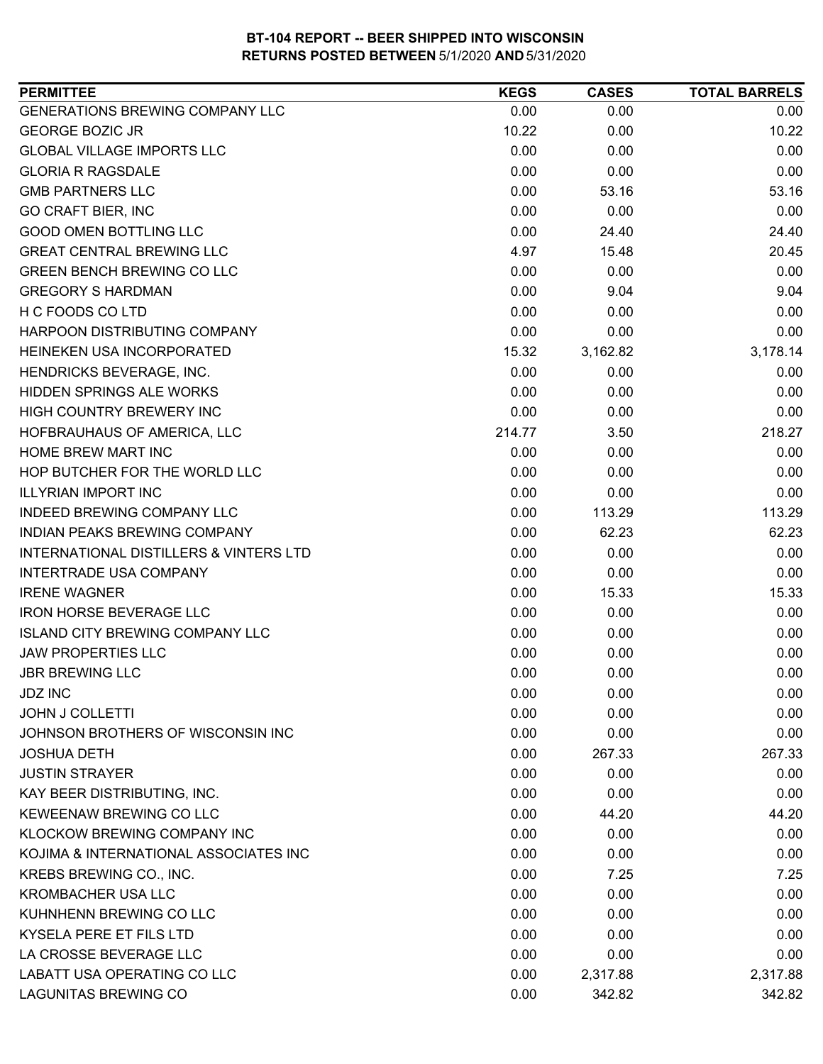# BT-104 REPORT -- BEER SHIPPED INTO WISCONSIN
## RETURNS POSTED BETWEEN 5/1/2020 AND 5/31/2020

| PERMITTEE | KEGS | CASES | TOTAL BARRELS |
|---|---|---|---|
| GENERATIONS BREWING COMPANY LLC | 0.00 | 0.00 | 0.00 |
| GEORGE BOZIC JR | 10.22 | 0.00 | 10.22 |
| GLOBAL VILLAGE IMPORTS LLC | 0.00 | 0.00 | 0.00 |
| GLORIA R RAGSDALE | 0.00 | 0.00 | 0.00 |
| GMB PARTNERS LLC | 0.00 | 53.16 | 53.16 |
| GO CRAFT BIER, INC | 0.00 | 0.00 | 0.00 |
| GOOD OMEN BOTTLING LLC | 0.00 | 24.40 | 24.40 |
| GREAT CENTRAL BREWING LLC | 4.97 | 15.48 | 20.45 |
| GREEN BENCH BREWING CO LLC | 0.00 | 0.00 | 0.00 |
| GREGORY S HARDMAN | 0.00 | 9.04 | 9.04 |
| H C FOODS CO LTD | 0.00 | 0.00 | 0.00 |
| HARPOON DISTRIBUTING COMPANY | 0.00 | 0.00 | 0.00 |
| HEINEKEN USA INCORPORATED | 15.32 | 3,162.82 | 3,178.14 |
| HENDRICKS BEVERAGE, INC. | 0.00 | 0.00 | 0.00 |
| HIDDEN SPRINGS ALE WORKS | 0.00 | 0.00 | 0.00 |
| HIGH COUNTRY BREWERY INC | 0.00 | 0.00 | 0.00 |
| HOFBRAUHAUS OF AMERICA, LLC | 214.77 | 3.50 | 218.27 |
| HOME BREW MART INC | 0.00 | 0.00 | 0.00 |
| HOP BUTCHER FOR THE WORLD LLC | 0.00 | 0.00 | 0.00 |
| ILLYRIAN IMPORT INC | 0.00 | 0.00 | 0.00 |
| INDEED BREWING COMPANY LLC | 0.00 | 113.29 | 113.29 |
| INDIAN PEAKS BREWING COMPANY | 0.00 | 62.23 | 62.23 |
| INTERNATIONAL DISTILLERS & VINTERS LTD | 0.00 | 0.00 | 0.00 |
| INTERTRADE USA COMPANY | 0.00 | 0.00 | 0.00 |
| IRENE WAGNER | 0.00 | 15.33 | 15.33 |
| IRON HORSE BEVERAGE LLC | 0.00 | 0.00 | 0.00 |
| ISLAND CITY BREWING COMPANY LLC | 0.00 | 0.00 | 0.00 |
| JAW PROPERTIES LLC | 0.00 | 0.00 | 0.00 |
| JBR BREWING LLC | 0.00 | 0.00 | 0.00 |
| JDZ INC | 0.00 | 0.00 | 0.00 |
| JOHN J COLLETTI | 0.00 | 0.00 | 0.00 |
| JOHNSON BROTHERS OF WISCONSIN INC | 0.00 | 0.00 | 0.00 |
| JOSHUA DETH | 0.00 | 267.33 | 267.33 |
| JUSTIN STRAYER | 0.00 | 0.00 | 0.00 |
| KAY BEER DISTRIBUTING, INC. | 0.00 | 0.00 | 0.00 |
| KEWEENAW BREWING CO LLC | 0.00 | 44.20 | 44.20 |
| KLOCKOW BREWING COMPANY INC | 0.00 | 0.00 | 0.00 |
| KOJIMA & INTERNATIONAL ASSOCIATES INC | 0.00 | 0.00 | 0.00 |
| KREBS BREWING CO., INC. | 0.00 | 7.25 | 7.25 |
| KROMBACHER USA LLC | 0.00 | 0.00 | 0.00 |
| KUHNHENN BREWING CO LLC | 0.00 | 0.00 | 0.00 |
| KYSELA PERE ET FILS LTD | 0.00 | 0.00 | 0.00 |
| LA CROSSE BEVERAGE LLC | 0.00 | 0.00 | 0.00 |
| LABATT USA OPERATING CO LLC | 0.00 | 2,317.88 | 2,317.88 |
| LAGUNITAS BREWING CO | 0.00 | 342.82 | 342.82 |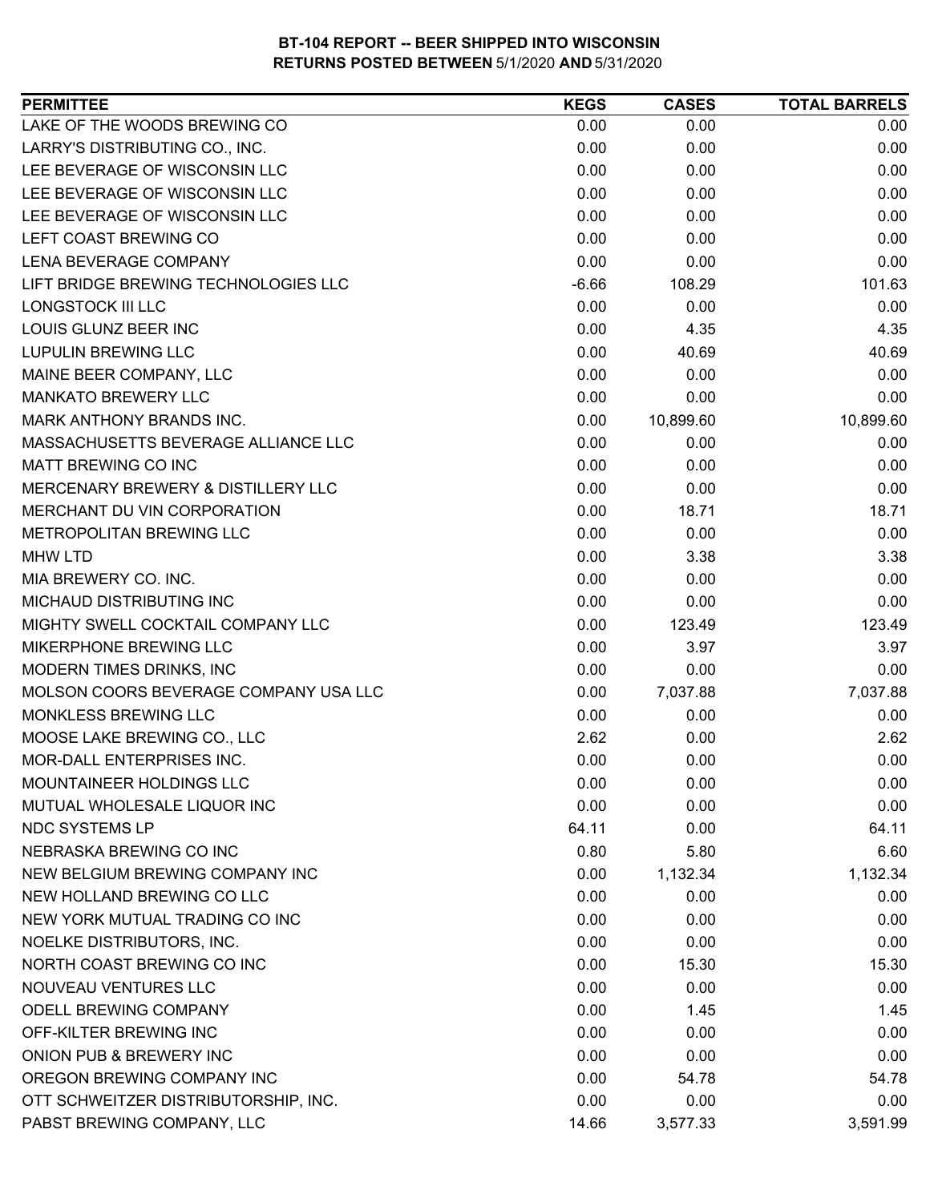**BT-104 REPORT -- BEER SHIPPED INTO WISCONSIN**
**RETURNS POSTED BETWEEN 5/1/2020 AND 5/31/2020**

| PERMITTEE | KEGS | CASES | TOTAL BARRELS |
|---|---|---|---|
| LAKE OF THE WOODS BREWING CO | 0.00 | 0.00 | 0.00 |
| LARRY'S DISTRIBUTING CO., INC. | 0.00 | 0.00 | 0.00 |
| LEE BEVERAGE OF WISCONSIN LLC | 0.00 | 0.00 | 0.00 |
| LEE BEVERAGE OF WISCONSIN LLC | 0.00 | 0.00 | 0.00 |
| LEE BEVERAGE OF WISCONSIN LLC | 0.00 | 0.00 | 0.00 |
| LEFT COAST BREWING CO | 0.00 | 0.00 | 0.00 |
| LENA BEVERAGE COMPANY | 0.00 | 0.00 | 0.00 |
| LIFT BRIDGE BREWING TECHNOLOGIES LLC | -6.66 | 108.29 | 101.63 |
| LONGSTOCK III LLC | 0.00 | 0.00 | 0.00 |
| LOUIS GLUNZ BEER INC | 0.00 | 4.35 | 4.35 |
| LUPULIN BREWING LLC | 0.00 | 40.69 | 40.69 |
| MAINE BEER COMPANY, LLC | 0.00 | 0.00 | 0.00 |
| MANKATO BREWERY LLC | 0.00 | 0.00 | 0.00 |
| MARK ANTHONY BRANDS INC. | 0.00 | 10,899.60 | 10,899.60 |
| MASSACHUSETTS BEVERAGE ALLIANCE LLC | 0.00 | 0.00 | 0.00 |
| MATT BREWING CO INC | 0.00 | 0.00 | 0.00 |
| MERCENARY BREWERY & DISTILLERY LLC | 0.00 | 0.00 | 0.00 |
| MERCHANT DU VIN CORPORATION | 0.00 | 18.71 | 18.71 |
| METROPOLITAN BREWING LLC | 0.00 | 0.00 | 0.00 |
| MHW LTD | 0.00 | 3.38 | 3.38 |
| MIA BREWERY CO. INC. | 0.00 | 0.00 | 0.00 |
| MICHAUD DISTRIBUTING INC | 0.00 | 0.00 | 0.00 |
| MIGHTY SWELL COCKTAIL COMPANY LLC | 0.00 | 123.49 | 123.49 |
| MIKERPHONE BREWING LLC | 0.00 | 3.97 | 3.97 |
| MODERN TIMES DRINKS, INC | 0.00 | 0.00 | 0.00 |
| MOLSON COORS BEVERAGE COMPANY USA LLC | 0.00 | 7,037.88 | 7,037.88 |
| MONKLESS BREWING LLC | 0.00 | 0.00 | 0.00 |
| MOOSE LAKE BREWING CO., LLC | 2.62 | 0.00 | 2.62 |
| MOR-DALL ENTERPRISES INC. | 0.00 | 0.00 | 0.00 |
| MOUNTAINEER HOLDINGS LLC | 0.00 | 0.00 | 0.00 |
| MUTUAL WHOLESALE LIQUOR INC | 0.00 | 0.00 | 0.00 |
| NDC SYSTEMS LP | 64.11 | 0.00 | 64.11 |
| NEBRASKA BREWING CO INC | 0.80 | 5.80 | 6.60 |
| NEW BELGIUM BREWING COMPANY INC | 0.00 | 1,132.34 | 1,132.34 |
| NEW HOLLAND BREWING CO LLC | 0.00 | 0.00 | 0.00 |
| NEW YORK MUTUAL TRADING CO INC | 0.00 | 0.00 | 0.00 |
| NOELKE DISTRIBUTORS, INC. | 0.00 | 0.00 | 0.00 |
| NORTH COAST BREWING CO INC | 0.00 | 15.30 | 15.30 |
| NOUVEAU VENTURES LLC | 0.00 | 0.00 | 0.00 |
| ODELL BREWING COMPANY | 0.00 | 1.45 | 1.45 |
| OFF-KILTER BREWING INC | 0.00 | 0.00 | 0.00 |
| ONION PUB & BREWERY INC | 0.00 | 0.00 | 0.00 |
| OREGON BREWING COMPANY INC | 0.00 | 54.78 | 54.78 |
| OTT SCHWEITZER DISTRIBUTORSHIP, INC. | 0.00 | 0.00 | 0.00 |
| PABST BREWING COMPANY, LLC | 14.66 | 3,577.33 | 3,591.99 |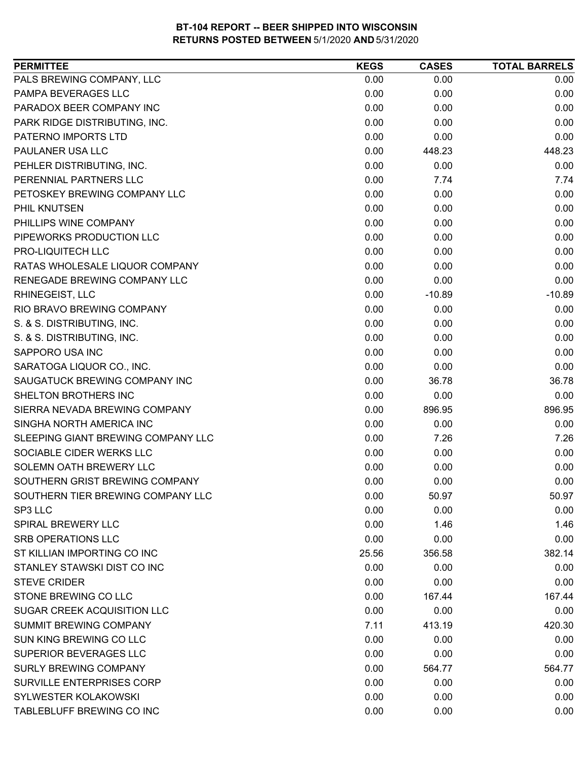**BT-104 REPORT -- BEER SHIPPED INTO WISCONSIN**
**RETURNS POSTED BETWEEN** 5/1/2020 **AND** 5/31/2020

| PERMITTEE | KEGS | CASES | TOTAL BARRELS |
| --- | --- | --- | --- |
| PALS BREWING COMPANY, LLC | 0.00 | 0.00 | 0.00 |
| PAMPA BEVERAGES LLC | 0.00 | 0.00 | 0.00 |
| PARADOX BEER COMPANY INC | 0.00 | 0.00 | 0.00 |
| PARK RIDGE DISTRIBUTING, INC. | 0.00 | 0.00 | 0.00 |
| PATERNO IMPORTS LTD | 0.00 | 0.00 | 0.00 |
| PAULANER USA LLC | 0.00 | 448.23 | 448.23 |
| PEHLER DISTRIBUTING, INC. | 0.00 | 0.00 | 0.00 |
| PERENNIAL PARTNERS LLC | 0.00 | 7.74 | 7.74 |
| PETOSKEY BREWING COMPANY LLC | 0.00 | 0.00 | 0.00 |
| PHIL KNUTSEN | 0.00 | 0.00 | 0.00 |
| PHILLIPS WINE COMPANY | 0.00 | 0.00 | 0.00 |
| PIPEWORKS PRODUCTION LLC | 0.00 | 0.00 | 0.00 |
| PRO-LIQUITECH LLC | 0.00 | 0.00 | 0.00 |
| RATAS WHOLESALE LIQUOR COMPANY | 0.00 | 0.00 | 0.00 |
| RENEGADE BREWING COMPANY LLC | 0.00 | 0.00 | 0.00 |
| RHINEGEIST, LLC | 0.00 | -10.89 | -10.89 |
| RIO BRAVO BREWING COMPANY | 0.00 | 0.00 | 0.00 |
| S. & S. DISTRIBUTING, INC. | 0.00 | 0.00 | 0.00 |
| S. & S. DISTRIBUTING, INC. | 0.00 | 0.00 | 0.00 |
| SAPPORO USA INC | 0.00 | 0.00 | 0.00 |
| SARATOGA LIQUOR CO., INC. | 0.00 | 0.00 | 0.00 |
| SAUGATUCK BREWING COMPANY INC | 0.00 | 36.78 | 36.78 |
| SHELTON BROTHERS INC | 0.00 | 0.00 | 0.00 |
| SIERRA NEVADA BREWING COMPANY | 0.00 | 896.95 | 896.95 |
| SINGHA NORTH AMERICA INC | 0.00 | 0.00 | 0.00 |
| SLEEPING GIANT BREWING COMPANY LLC | 0.00 | 7.26 | 7.26 |
| SOCIABLE CIDER WERKS LLC | 0.00 | 0.00 | 0.00 |
| SOLEMN OATH BREWERY LLC | 0.00 | 0.00 | 0.00 |
| SOUTHERN GRIST BREWING COMPANY | 0.00 | 0.00 | 0.00 |
| SOUTHERN TIER BREWING COMPANY LLC | 0.00 | 50.97 | 50.97 |
| SP3 LLC | 0.00 | 0.00 | 0.00 |
| SPIRAL BREWERY LLC | 0.00 | 1.46 | 1.46 |
| SRB OPERATIONS LLC | 0.00 | 0.00 | 0.00 |
| ST KILLIAN IMPORTING CO INC | 25.56 | 356.58 | 382.14 |
| STANLEY STAWSKI DIST CO INC | 0.00 | 0.00 | 0.00 |
| STEVE CRIDER | 0.00 | 0.00 | 0.00 |
| STONE BREWING CO LLC | 0.00 | 167.44 | 167.44 |
| SUGAR CREEK ACQUISITION LLC | 0.00 | 0.00 | 0.00 |
| SUMMIT BREWING COMPANY | 7.11 | 413.19 | 420.30 |
| SUN KING BREWING CO LLC | 0.00 | 0.00 | 0.00 |
| SUPERIOR BEVERAGES LLC | 0.00 | 0.00 | 0.00 |
| SURLY BREWING COMPANY | 0.00 | 564.77 | 564.77 |
| SURVILLE ENTERPRISES CORP | 0.00 | 0.00 | 0.00 |
| SYLWESTER KOLAKOWSKI | 0.00 | 0.00 | 0.00 |
| TABLEBLUFF BREWING CO INC | 0.00 | 0.00 | 0.00 |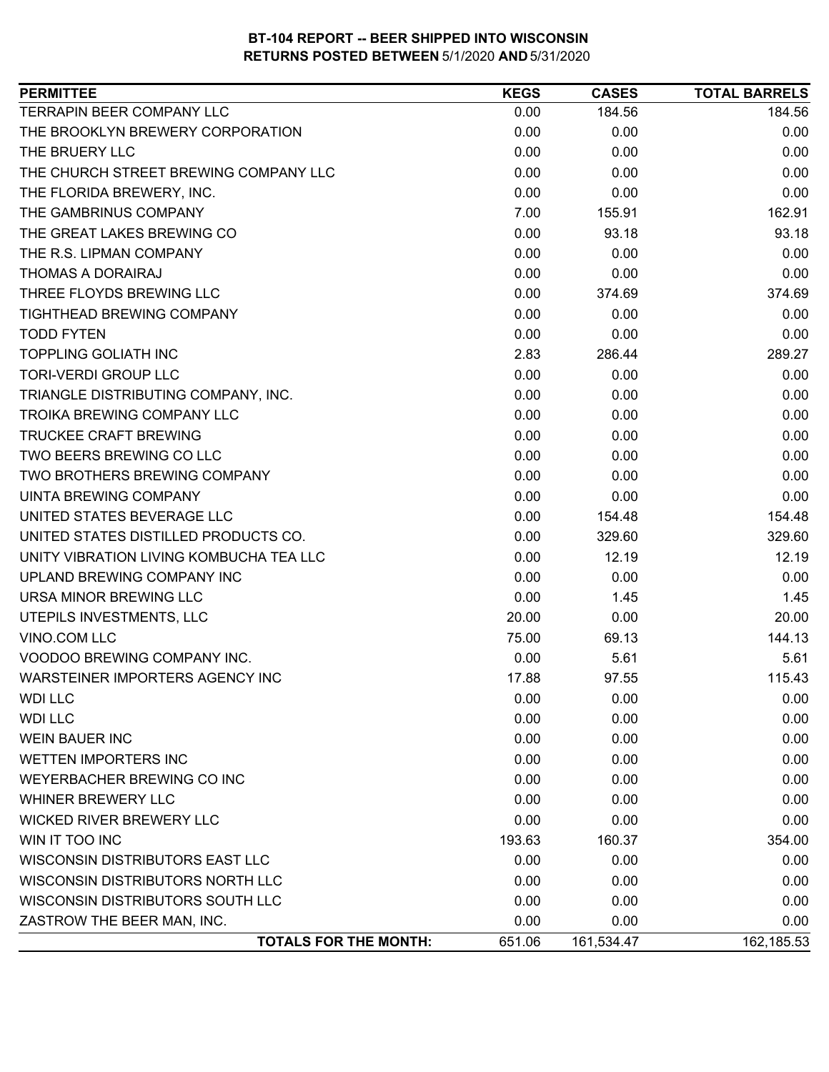**BT-104 REPORT -- BEER SHIPPED INTO WISCONSIN**
**RETURNS POSTED BETWEEN 5/1/2020 AND 5/31/2020**

| PERMITTEE | KEGS | CASES | TOTAL BARRELS |
|---|---|---|---|
| TERRAPIN BEER COMPANY LLC | 0.00 | 184.56 | 184.56 |
| THE BROOKLYN BREWERY CORPORATION | 0.00 | 0.00 | 0.00 |
| THE BRUERY LLC | 0.00 | 0.00 | 0.00 |
| THE CHURCH STREET BREWING COMPANY LLC | 0.00 | 0.00 | 0.00 |
| THE FLORIDA BREWERY, INC. | 0.00 | 0.00 | 0.00 |
| THE GAMBRINUS COMPANY | 7.00 | 155.91 | 162.91 |
| THE GREAT LAKES BREWING CO | 0.00 | 93.18 | 93.18 |
| THE R.S. LIPMAN COMPANY | 0.00 | 0.00 | 0.00 |
| THOMAS A DORAIRAJ | 0.00 | 0.00 | 0.00 |
| THREE FLOYDS BREWING LLC | 0.00 | 374.69 | 374.69 |
| TIGHTHEAD BREWING COMPANY | 0.00 | 0.00 | 0.00 |
| TODD FYTEN | 0.00 | 0.00 | 0.00 |
| TOPPLING GOLIATH INC | 2.83 | 286.44 | 289.27 |
| TORI-VERDI GROUP LLC | 0.00 | 0.00 | 0.00 |
| TRIANGLE DISTRIBUTING COMPANY, INC. | 0.00 | 0.00 | 0.00 |
| TROIKA BREWING COMPANY LLC | 0.00 | 0.00 | 0.00 |
| TRUCKEE CRAFT BREWING | 0.00 | 0.00 | 0.00 |
| TWO BEERS BREWING CO LLC | 0.00 | 0.00 | 0.00 |
| TWO BROTHERS BREWING COMPANY | 0.00 | 0.00 | 0.00 |
| UINTA BREWING COMPANY | 0.00 | 0.00 | 0.00 |
| UNITED STATES BEVERAGE LLC | 0.00 | 154.48 | 154.48 |
| UNITED STATES DISTILLED PRODUCTS CO. | 0.00 | 329.60 | 329.60 |
| UNITY VIBRATION LIVING KOMBUCHA TEA LLC | 0.00 | 12.19 | 12.19 |
| UPLAND BREWING COMPANY INC | 0.00 | 0.00 | 0.00 |
| URSA MINOR BREWING LLC | 0.00 | 1.45 | 1.45 |
| UTEPILS INVESTMENTS, LLC | 20.00 | 0.00 | 20.00 |
| VINO.COM LLC | 75.00 | 69.13 | 144.13 |
| VOODOO BREWING COMPANY INC. | 0.00 | 5.61 | 5.61 |
| WARSTEINER IMPORTERS AGENCY INC | 17.88 | 97.55 | 115.43 |
| WDI LLC | 0.00 | 0.00 | 0.00 |
| WDI LLC | 0.00 | 0.00 | 0.00 |
| WEIN BAUER INC | 0.00 | 0.00 | 0.00 |
| WETTEN IMPORTERS INC | 0.00 | 0.00 | 0.00 |
| WEYERBACHER BREWING CO INC | 0.00 | 0.00 | 0.00 |
| WHINER BREWERY LLC | 0.00 | 0.00 | 0.00 |
| WICKED RIVER BREWERY LLC | 0.00 | 0.00 | 0.00 |
| WIN IT TOO INC | 193.63 | 160.37 | 354.00 |
| WISCONSIN DISTRIBUTORS EAST LLC | 0.00 | 0.00 | 0.00 |
| WISCONSIN DISTRIBUTORS NORTH LLC | 0.00 | 0.00 | 0.00 |
| WISCONSIN DISTRIBUTORS SOUTH LLC | 0.00 | 0.00 | 0.00 |
| ZASTROW THE BEER MAN, INC. | 0.00 | 0.00 | 0.00 |
| **TOTALS FOR THE MONTH:** | 651.06 | 161,534.47 | 162,185.53 |